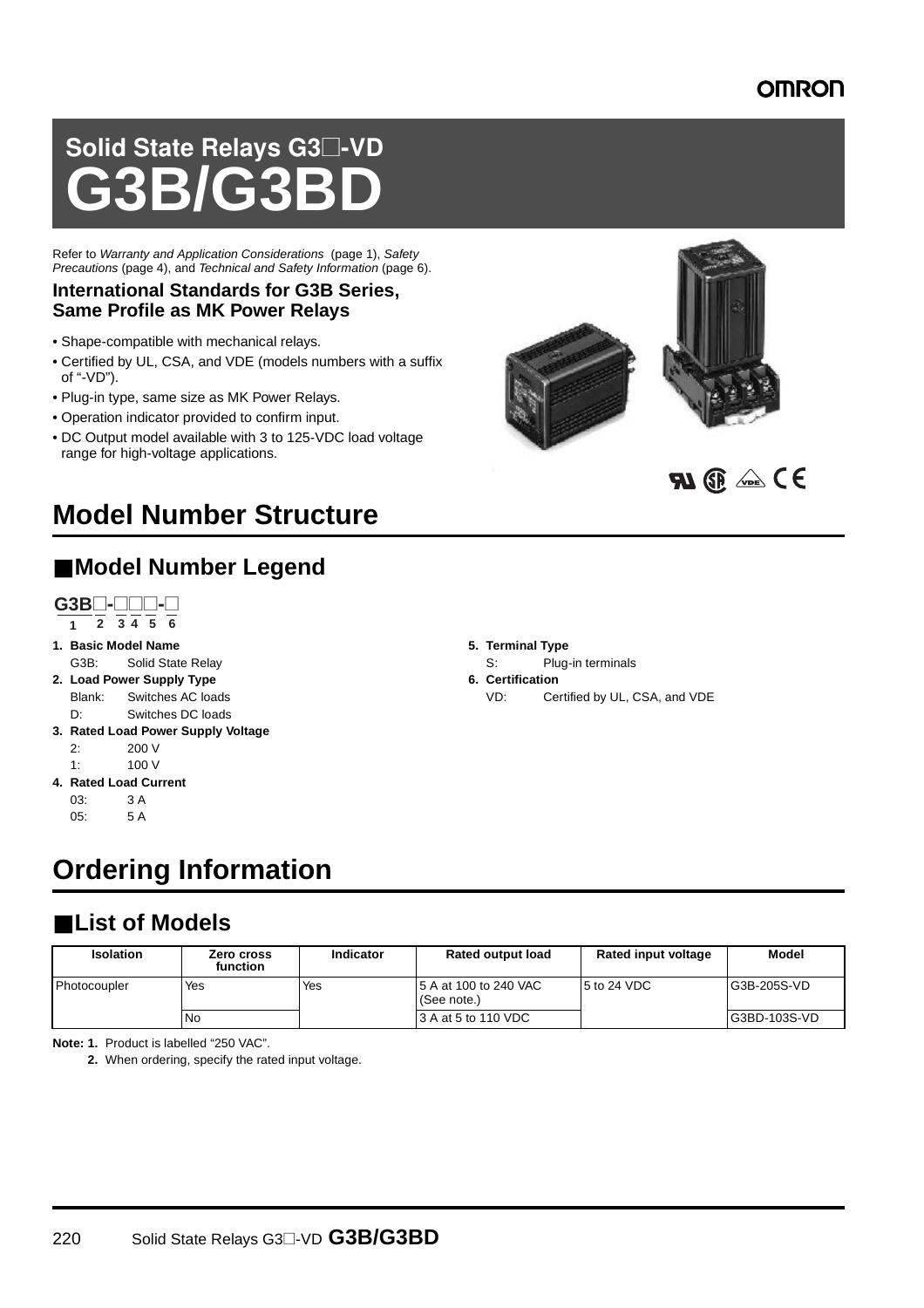# Solid State Relays G3□-VD
# G3B/G3BD

Refer to *Warranty and Application Considerations* (page 1), *Safety Precautions* (page 4), and *Technical and Safety Information* (page 6).

### International Standards for G3B Series, Same Profile as MK Power Relays

- Shape-compatible with mechanical relays.
- Certified by UL, CSA, and VDE (models numbers with a suffix of "-VD").
- Plug-in type, same size as MK Power Relays.
- Operation indicator provided to confirm input.
- DC Output model available with 3 to 125-VDC load voltage range for high-voltage applications.

## Model Number Structure

### ■Model Number Legend

**G3B□-□□□-□**
1 2 3 4 5 6

1. **Basic Model Name**
   G3B: Solid State Relay
2. **Load Power Supply Type**
   Blank: Switches AC loads
   D: Switches DC loads
3. **Rated Load Power Supply Voltage**
   2: 200 V
   1: 100 V
4. **Rated Load Current**
   03: 3 A
   05: 5 A
5. **Terminal Type**
   S: Plug-in terminals
6. **Certification**
   VD: Certified by UL, CSA, and VDE

## Ordering Information

### ■List of Models

| Isolation | Zero cross function | Indicator | Rated output load | Rated input voltage | Model |
|---|---|---|---|---|---|
| Photocoupler | Yes | Yes | 5 A at 100 to 240 VAC (See note.) | 5 to 24 VDC | G3B-205S-VD |
| | No | | 3 A at 5 to 110 VDC | | G3BD-103S-VD |

**Note: 1.** Product is labelled "250 VAC".

**2.** When ordering, specify the rated input voltage.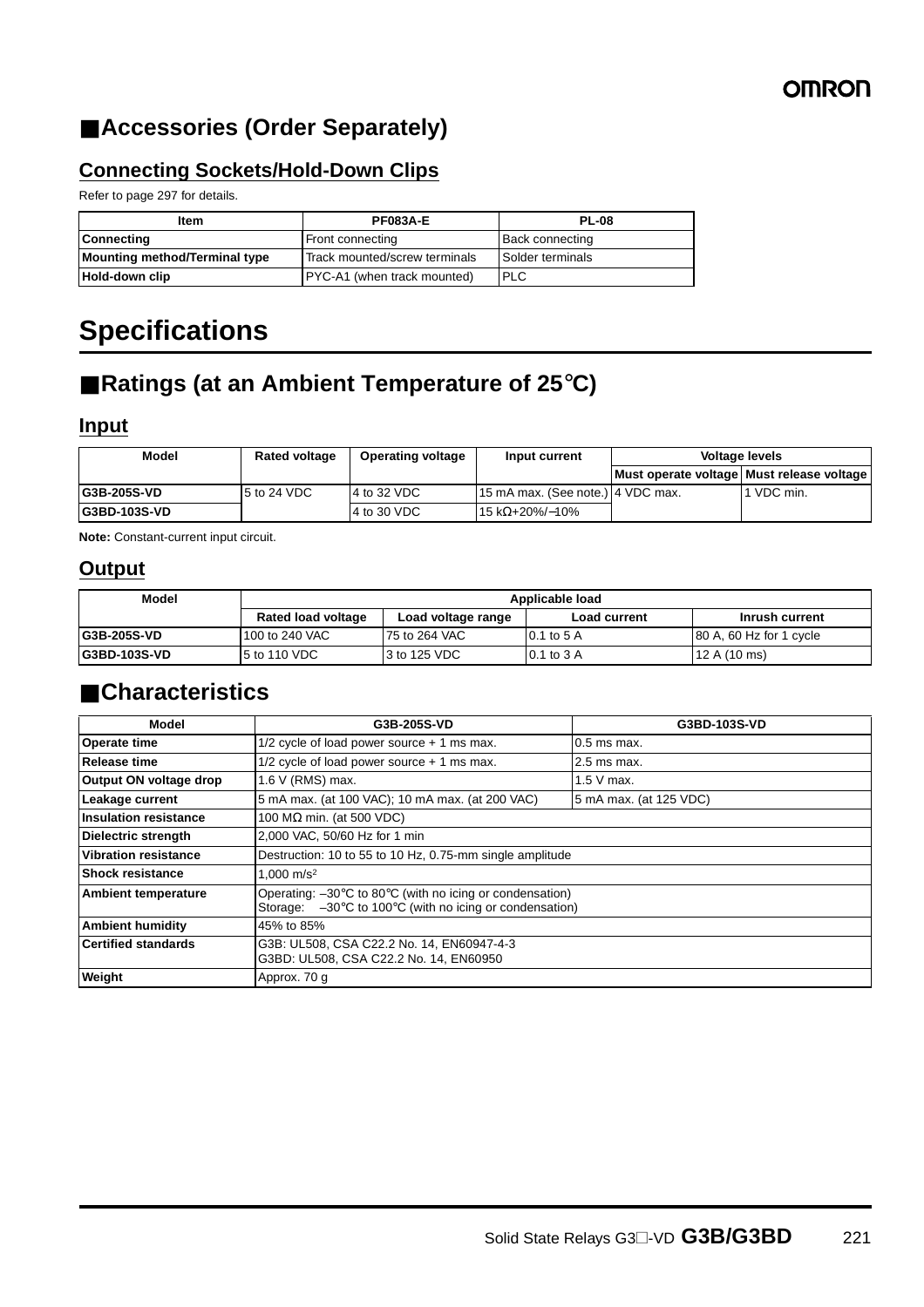## ■Accessories (Order Separately)

### Connecting Sockets/Hold-Down Clips

Refer to page 297 for details.

| Item | PF083A-E | PL-08 |
|---|---|---|
| **Connecting** | Front connecting | Back connecting |
| **Mounting method/Terminal type** | Track mounted/screw terminals | Solder terminals |
| **Hold-down clip** | PYC-A1 (when track mounted) | PLC |

# Specifications

## ■Ratings (at an Ambient Temperature of 25°C)

### Input

| Model | Rated voltage | Operating voltage | Input current | Voltage levels | |
|---|---|---|---|---|---|
| | | | | Must operate voltage | Must release voltage |
| **G3B-205S-VD** | 5 to 24 VDC | 4 to 32 VDC | 15 mA max. (See note.) | 4 VDC max. | 1 VDC min. |
| **G3BD-103S-VD** | | 4 to 30 VDC | 15 kΩ+20%/−10% | | |

**Note:** Constant-current input circuit.

### Output

| Model | Applicable load | | | |
|---|---|---|---|---|
| | Rated load voltage | Load voltage range | Load current | Inrush current |
| **G3B-205S-VD** | 100 to 240 VAC | 75 to 264 VAC | 0.1 to 5 A | 80 A, 60 Hz for 1 cycle |
| **G3BD-103S-VD** | 5 to 110 VDC | 3 to 125 VDC | 0.1 to 3 A | 12 A (10 ms) |

## ■Characteristics

| Model | G3B-205S-VD | G3BD-103S-VD |
|---|---|---|
| **Operate time** | 1/2 cycle of load power source + 1 ms max. | 0.5 ms max. |
| **Release time** | 1/2 cycle of load power source + 1 ms max. | 2.5 ms max. |
| **Output ON voltage drop** | 1.6 V (RMS) max. | 1.5 V max. |
| **Leakage current** | 5 mA max. (at 100 VAC); 10 mA max. (at 200 VAC) | 5 mA max. (at 125 VDC) |
| **Insulation resistance** | 100 MΩ min. (at 500 VDC) | |
| **Dielectric strength** | 2,000 VAC, 50/60 Hz for 1 min | |
| **Vibration resistance** | Destruction: 10 to 55 to 10 Hz, 0.75-mm single amplitude | |
| **Shock resistance** | 1,000 $m/s^2$ | |
| **Ambient temperature** | Operating: −30°C to 80°C (with no icing or condensation)<br>Storage: −30°C to 100°C (with no icing or condensation) | |
| **Ambient humidity** | 45% to 85% | |
| **Certified standards** | G3B: UL508, CSA C22.2 No. 14, EN60947-4-3<br>G3BD: UL508, CSA C22.2 No. 14, EN60950 | |
| **Weight** | Approx. 70 g | |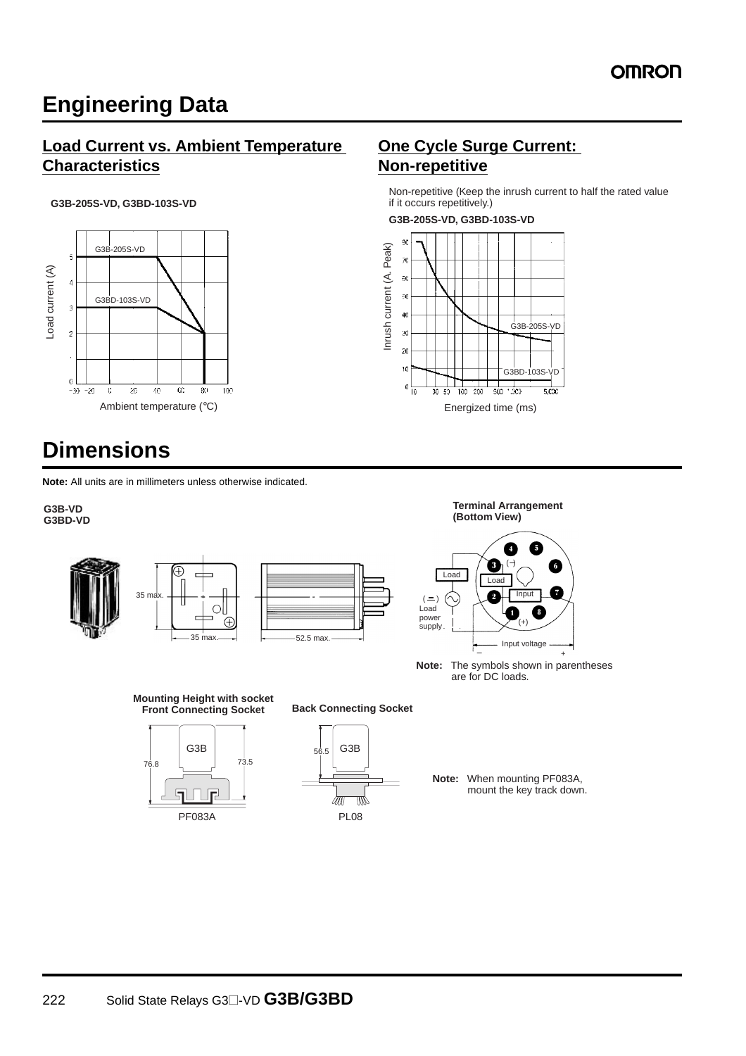# Engineering Data

## Load Current vs. Ambient Temperature Characteristics

**G3B-205S-VD, G3BD-103S-VD**

## One Cycle Surge Current: Non-repetitive

Non-repetitive (Keep the inrush current to half the rated value if it occurs repetitively.)

**G3B-205S-VD, G3BD-103S-VD**

# Dimensions

**Note:** All units are in millimeters unless otherwise indicated.

**G3B-VD**
**G3BD-VD**

**Terminal Arrangement (Bottom View)**

**Note:** The symbols shown in parentheses are for DC loads.

**Mounting Height with socket**
**Front Connecting Socket**

**Back Connecting Socket**

**Note:** When mounting PF083A, mount the key track down.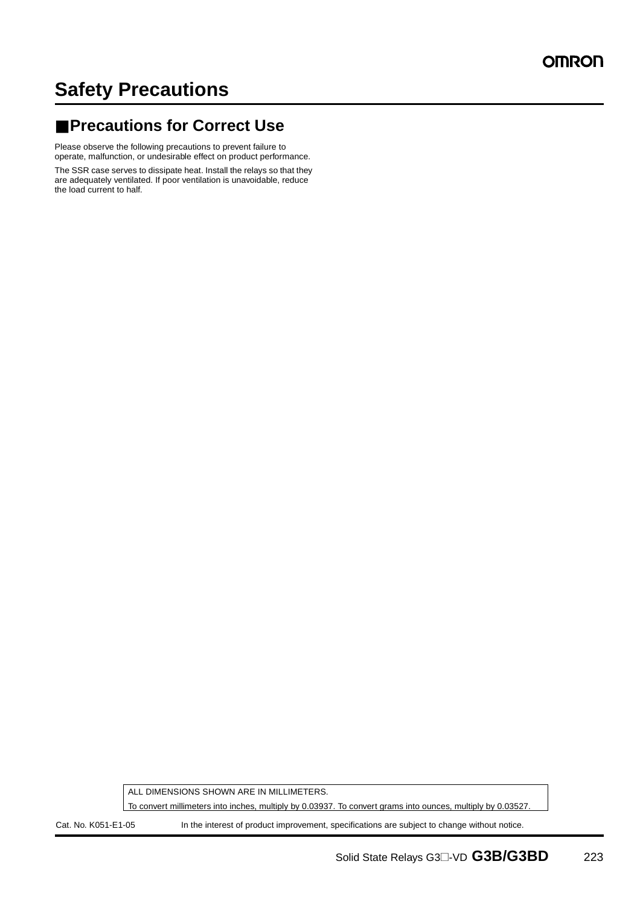# Safety Precautions

## ■Precautions for Correct Use

Please observe the following precautions to prevent failure to operate, malfunction, or undesirable effect on product performance.

The SSR case serves to dissipate heat. Install the relays so that they are adequately ventilated. If poor ventilation is unavoidable, reduce the load current to half.

ALL DIMENSIONS SHOWN ARE IN MILLIMETERS.

To convert millimeters into inches, multiply by 0.03937. To convert grams into ounces, multiply by 0.03527.

Cat. No. K051-E1-05 In the interest of product improvement, specifications are subject to change without notice.